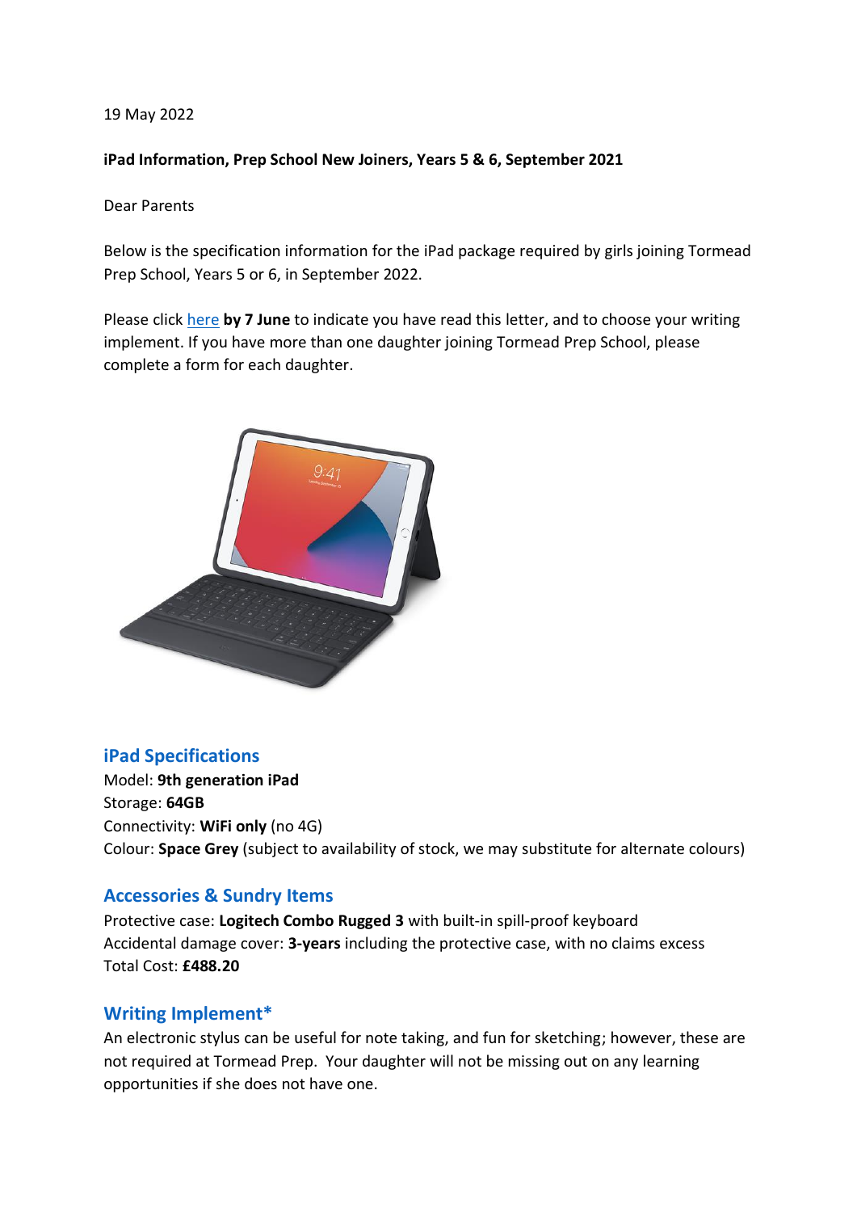19 May 2022

**iPad Information, Prep School New Joiners, Years 5 & 6, September 2021**

Dear Parents

Below is the specification information for the iPad package required by girls joining Tormead Prep School, Years 5 or 6, in September 2022.

Please click here **by 7 June** to indicate you have read this letter, and to choose your writing implement. If you have more than one daughter joining Tormead Prep School, please complete a form for each daughter.

## iPad Specifications

Model: **9th generation iPad**
Storage: **64GB**
Connectivity: **WiFi only** (no 4G)
Colour: **Space Grey** (subject to availability of stock, we may substitute for alternate colours)

## Accessories & Sundry Items

Protective case: **Logitech Combo Rugged 3** with built-in spill-proof keyboard
Accidental damage cover: **3-years** including the protective case, with no claims excess
Total Cost: **£488.20**

## Writing Implement*

An electronic stylus can be useful for note taking, and fun for sketching; however, these are not required at Tormead Prep. Your daughter will not be missing out on any learning opportunities if she does not have one.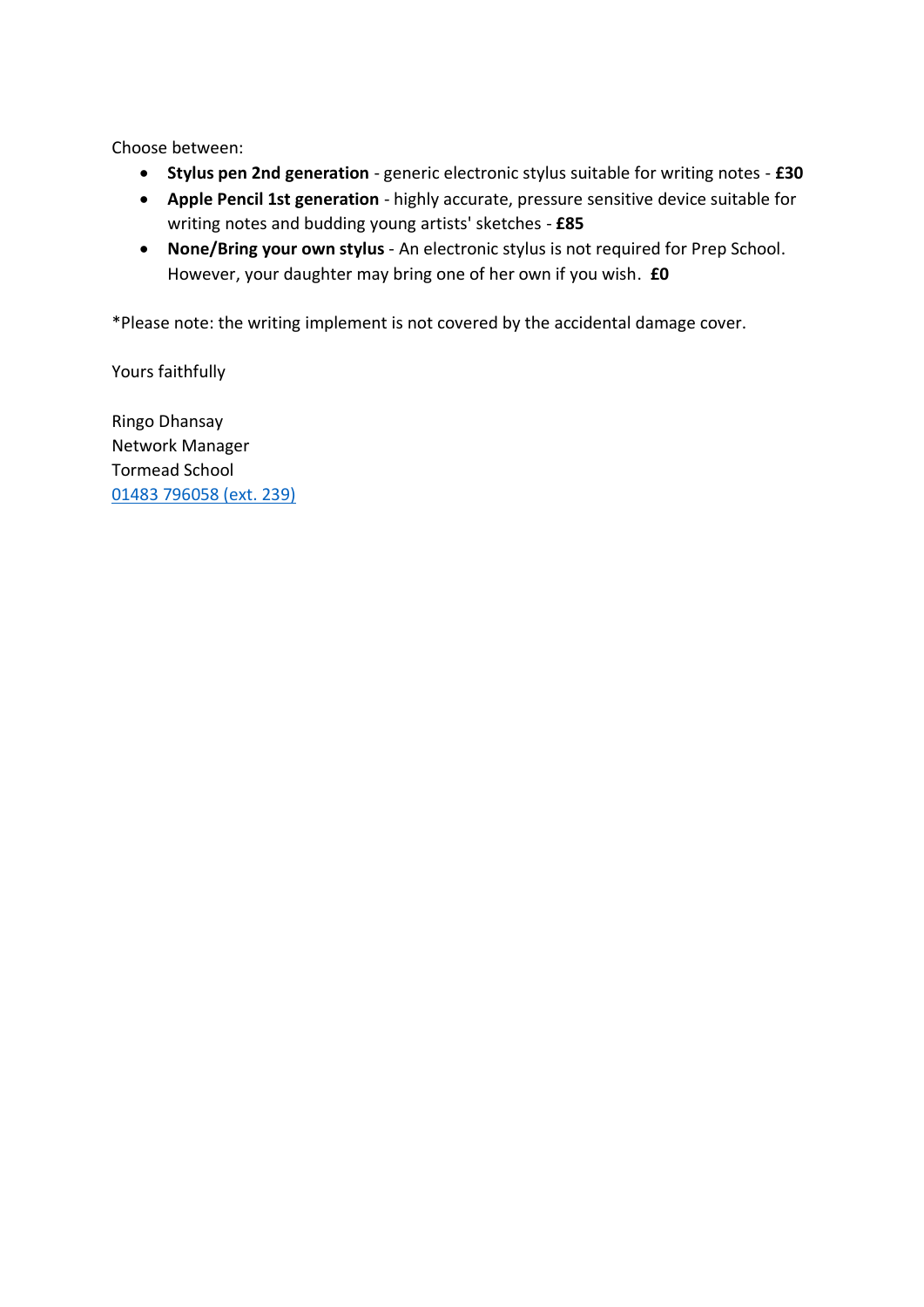Choose between:

- **Stylus pen 2nd generation** - generic electronic stylus suitable for writing notes - **£30**
- **Apple Pencil 1st generation** - highly accurate, pressure sensitive device suitable for writing notes and budding young artists' sketches - **£85**
- **None/Bring your own stylus** - An electronic stylus is not required for Prep School. However, your daughter may bring one of her own if you wish. **£0**

*Please note: the writing implement is not covered by the accidental damage cover.

Yours faithfully

Ringo Dhansay
Network Manager
Tormead School
01483 796058 (ext. 239)